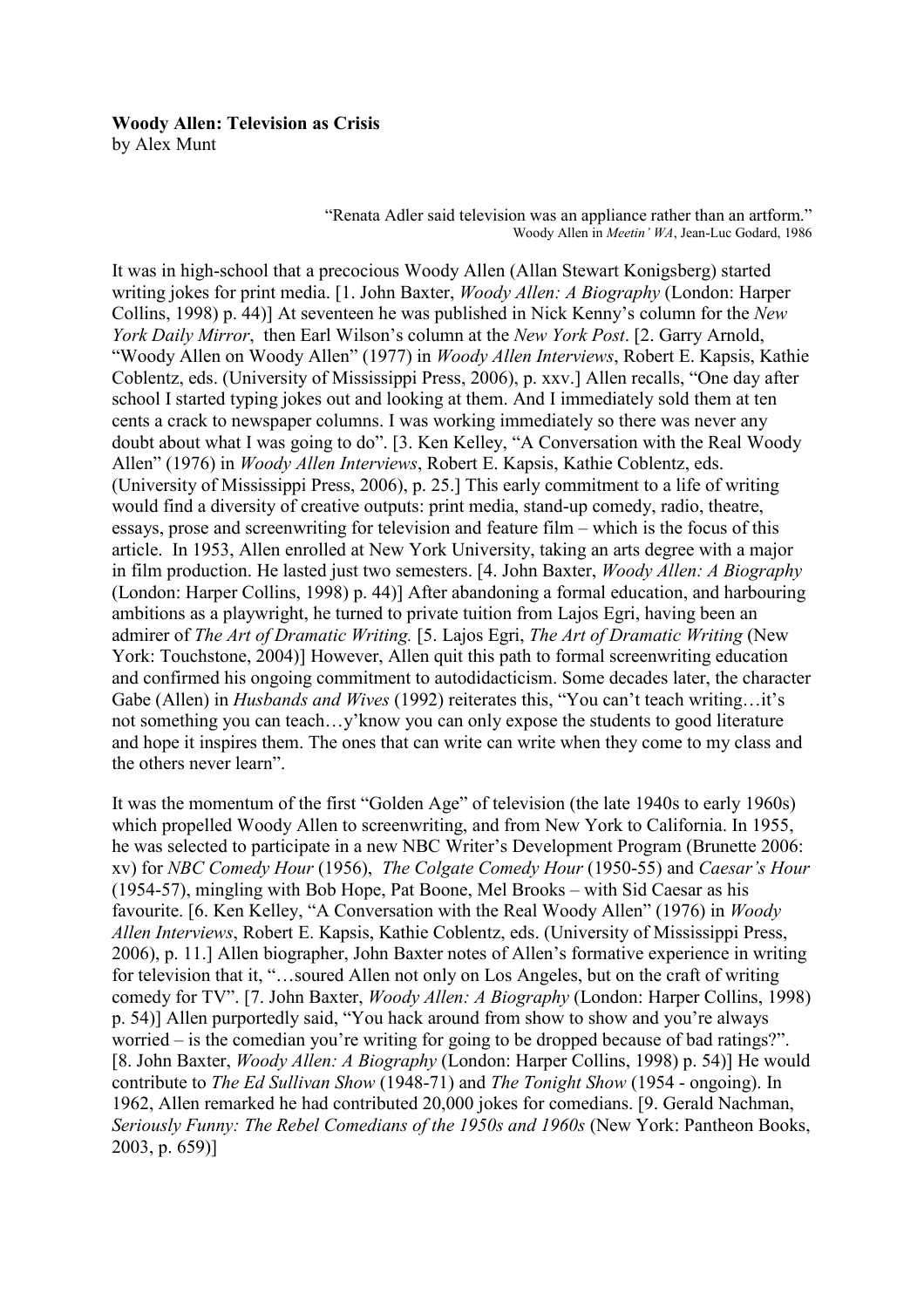**Woody Allen: Television as Crisis**
by Alex Munt

> "Renata Adler said television was an appliance rather than an artform."
> Woody Allen in *Meetin' WA*, Jean-Luc Godard, 1986

It was in high-school that a precocious Woody Allen (Allan Stewart Konigsberg) started writing jokes for print media. [1. John Baxter, *Woody Allen: A Biography* (London: Harper Collins, 1998) p. 44)] At seventeen he was published in Nick Kenny's column for the *New York Daily Mirror*, then Earl Wilson's column at the *New York Post*. [2. Garry Arnold, "Woody Allen on Woody Allen" (1977) in *Woody Allen Interviews*, Robert E. Kapsis, Kathie Coblentz, eds. (University of Mississippi Press, 2006), p. xxv.] Allen recalls, "One day after school I started typing jokes out and looking at them. And I immediately sold them at ten cents a crack to newspaper columns. I was working immediately so there was never any doubt about what I was going to do". [3. Ken Kelley, "A Conversation with the Real Woody Allen" (1976) in *Woody Allen Interviews*, Robert E. Kapsis, Kathie Coblentz, eds. (University of Mississippi Press, 2006), p. 25.] This early commitment to a life of writing would find a diversity of creative outputs: print media, stand-up comedy, radio, theatre, essays, prose and screenwriting for television and feature film – which is the focus of this article. In 1953, Allen enrolled at New York University, taking an arts degree with a major in film production. He lasted just two semesters. [4. John Baxter, *Woody Allen: A Biography* (London: Harper Collins, 1998) p. 44)] After abandoning a formal education, and harbouring ambitions as a playwright, he turned to private tuition from Lajos Egri, having been an admirer of *The Art of Dramatic Writing.* [5. Lajos Egri, *The Art of Dramatic Writing* (New York: Touchstone, 2004)] However, Allen quit this path to formal screenwriting education and confirmed his ongoing commitment to autodidacticism. Some decades later, the character Gabe (Allen) in *Husbands and Wives* (1992) reiterates this, "You can't teach writing…it's not something you can teach…y'know you can only expose the students to good literature and hope it inspires them. The ones that can write can write when they come to my class and the others never learn".

It was the momentum of the first "Golden Age" of television (the late 1940s to early 1960s) which propelled Woody Allen to screenwriting, and from New York to California. In 1955, he was selected to participate in a new NBC Writer's Development Program (Brunette 2006: xv) for *NBC Comedy Hour* (1956), *The Colgate Comedy Hour* (1950-55) and *Caesar's Hour* (1954-57), mingling with Bob Hope, Pat Boone, Mel Brooks – with Sid Caesar as his favourite. [6. Ken Kelley, "A Conversation with the Real Woody Allen" (1976) in *Woody Allen Interviews*, Robert E. Kapsis, Kathie Coblentz, eds. (University of Mississippi Press, 2006), p. 11.] Allen biographer, John Baxter notes of Allen's formative experience in writing for television that it, "…soured Allen not only on Los Angeles, but on the craft of writing comedy for TV". [7. John Baxter, *Woody Allen: A Biography* (London: Harper Collins, 1998) p. 54)] Allen purportedly said, "You hack around from show to show and you're always worried – is the comedian you're writing for going to be dropped because of bad ratings?". [8. John Baxter, *Woody Allen: A Biography* (London: Harper Collins, 1998) p. 54)] He would contribute to *The Ed Sullivan Show* (1948-71) and *The Tonight Show* (1954 - ongoing). In 1962, Allen remarked he had contributed 20,000 jokes for comedians. [9. Gerald Nachman, *Seriously Funny: The Rebel Comedians of the 1950s and 1960s* (New York: Pantheon Books, 2003, p. 659)]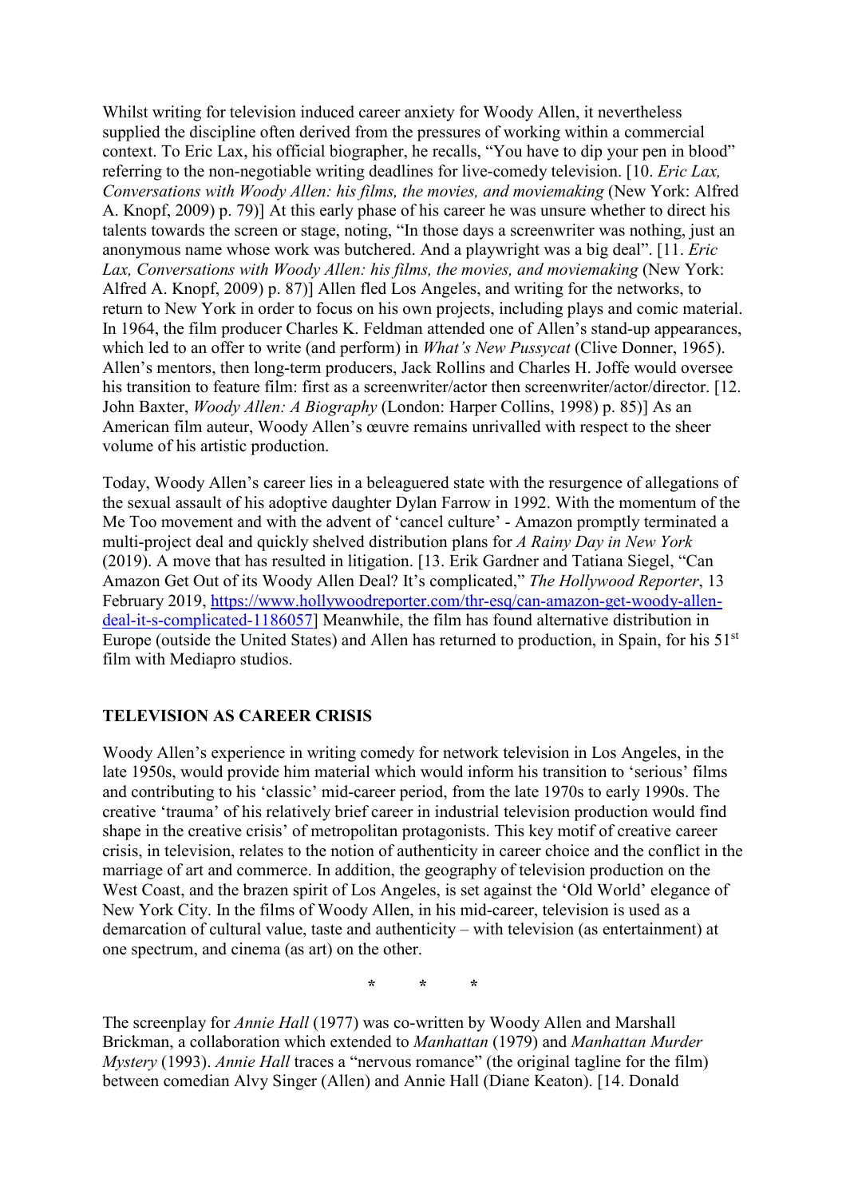Whilst writing for television induced career anxiety for Woody Allen, it nevertheless supplied the discipline often derived from the pressures of working within a commercial context. To Eric Lax, his official biographer, he recalls, "You have to dip your pen in blood" referring to the non-negotiable writing deadlines for live-comedy television. [10. *Eric Lax, Conversations with Woody Allen: his films, the movies, and moviemaking* (New York: Alfred A. Knopf, 2009) p. 79)] At this early phase of his career he was unsure whether to direct his talents towards the screen or stage, noting, "In those days a screenwriter was nothing, just an anonymous name whose work was butchered. And a playwright was a big deal". [11. *Eric Lax, Conversations with Woody Allen: his films, the movies, and moviemaking* (New York: Alfred A. Knopf, 2009) p. 87)] Allen fled Los Angeles, and writing for the networks, to return to New York in order to focus on his own projects, including plays and comic material. In 1964, the film producer Charles K. Feldman attended one of Allen's stand-up appearances, which led to an offer to write (and perform) in *What's New Pussycat* (Clive Donner, 1965). Allen's mentors, then long-term producers, Jack Rollins and Charles H. Joffe would oversee his transition to feature film: first as a screenwriter/actor then screenwriter/actor/director. [12. John Baxter, *Woody Allen: A Biography* (London: Harper Collins, 1998) p. 85)] As an American film auteur, Woody Allen's œuvre remains unrivalled with respect to the sheer volume of his artistic production.

Today, Woody Allen's career lies in a beleaguered state with the resurgence of allegations of the sexual assault of his adoptive daughter Dylan Farrow in 1992. With the momentum of the Me Too movement and with the advent of 'cancel culture' - Amazon promptly terminated a multi-project deal and quickly shelved distribution plans for *A Rainy Day in New York* (2019). A move that has resulted in litigation. [13. Erik Gardner and Tatiana Siegel, "Can Amazon Get Out of its Woody Allen Deal? It's complicated," *The Hollywood Reporter*, 13 February 2019, https://www.hollywoodreporter.com/thr-esq/can-amazon-get-woody-allen-deal-it-s-complicated-1186057] Meanwhile, the film has found alternative distribution in Europe (outside the United States) and Allen has returned to production, in Spain, for his 51st film with Mediapro studios.

## TELEVISION AS CAREER CRISIS

Woody Allen's experience in writing comedy for network television in Los Angeles, in the late 1950s, would provide him material which would inform his transition to 'serious' films and contributing to his 'classic' mid-career period, from the late 1970s to early 1990s. The creative 'trauma' of his relatively brief career in industrial television production would find shape in the 'creative crisis' of metropolitan protagonists. This key motif of creative career crisis, in television, relates to the notion of authenticity in career choice and the conflict in the marriage of art and commerce. In addition, the geography of television production on the West Coast, and the brazen spirit of Los Angeles, is set against the 'Old World' elegance of New York City. In the films of Woody Allen, in his mid-career, television is used as a demarcation of cultural value, taste and authenticity – with television (as entertainment) at one spectrum, and cinema (as art) on the other.

\* \* \*

The screenplay for *Annie Hall* (1977) was co-written by Woody Allen and Marshall Brickman, a collaboration which extended to *Manhattan* (1979) and *Manhattan Murder Mystery* (1993). *Annie Hall* traces a "nervous romance" (the original tagline for the film) between comedian Alvy Singer (Allen) and Annie Hall (Diane Keaton). [14. Donald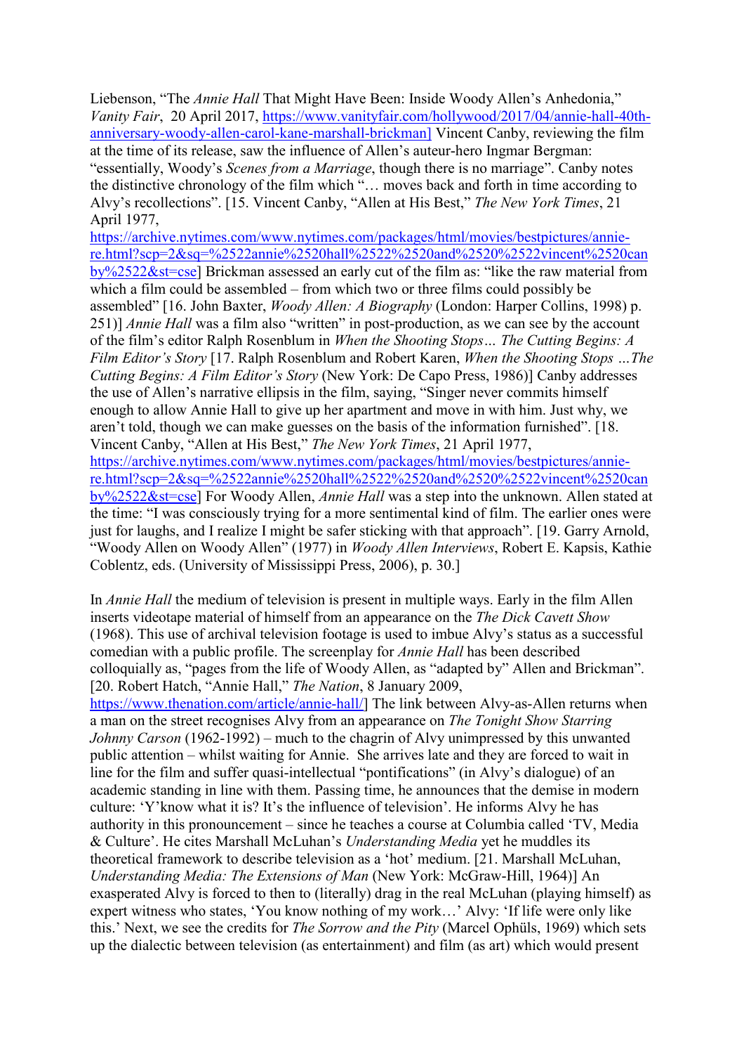Liebenson, "The *Annie Hall* That Might Have Been: Inside Woody Allen's Anhedonia," *Vanity Fair*, 20 April 2017, https://www.vanityfair.com/hollywood/2017/04/annie-hall-40th-anniversary-woody-allen-carol-kane-marshall-brickman] Vincent Canby, reviewing the film at the time of its release, saw the influence of Allen's auteur-hero Ingmar Bergman: "essentially, Woody's *Scenes from a Marriage*, though there is no marriage". Canby notes the distinctive chronology of the film which "… moves back and forth in time according to Alvy's recollections". [15. Vincent Canby, "Allen at His Best," *The New York Times*, 21 April 1977, https://archive.nytimes.com/www.nytimes.com/packages/html/movies/bestpictures/annie-re.html?scp=2&sq=%2522annie%2520hall%2522%2520and%2520%2522vincent%2520canby%2522&st=cse] Brickman assessed an early cut of the film as: "like the raw material from which a film could be assembled – from which two or three films could possibly be assembled" [16. John Baxter, *Woody Allen: A Biography* (London: Harper Collins, 1998) p. 251)] *Annie Hall* was a film also "written" in post-production, as we can see by the account of the film's editor Ralph Rosenblum in *When the Shooting Stops… The Cutting Begins: A Film Editor's Story* [17. Ralph Rosenblum and Robert Karen, *When the Shooting Stops …The Cutting Begins: A Film Editor's Story* (New York: De Capo Press, 1986)] Canby addresses the use of Allen's narrative ellipsis in the film, saying, "Singer never commits himself enough to allow Annie Hall to give up her apartment and move in with him. Just why, we aren't told, though we can make guesses on the basis of the information furnished". [18. Vincent Canby, "Allen at His Best," *The New York Times*, 21 April 1977, https://archive.nytimes.com/www.nytimes.com/packages/html/movies/bestpictures/annie-re.html?scp=2&sq=%2522annie%2520hall%2522%2520and%2520%2522vincent%2520canby%2522&st=cse] For Woody Allen, *Annie Hall* was a step into the unknown. Allen stated at the time: "I was consciously trying for a more sentimental kind of film. The earlier ones were just for laughs, and I realize I might be safer sticking with that approach". [19. Garry Arnold, "Woody Allen on Woody Allen" (1977) in *Woody Allen Interviews*, Robert E. Kapsis, Kathie Coblentz, eds. (University of Mississippi Press, 2006), p. 30.]

In *Annie Hall* the medium of television is present in multiple ways. Early in the film Allen inserts videotape material of himself from an appearance on the *The Dick Cavett Show* (1968). This use of archival television footage is used to imbue Alvy's status as a successful comedian with a public profile. The screenplay for *Annie Hall* has been described colloquially as, "pages from the life of Woody Allen, as "adapted by" Allen and Brickman". [20. Robert Hatch, "Annie Hall," *The Nation*, 8 January 2009, https://www.thenation.com/article/annie-hall/] The link between Alvy-as-Allen returns when a man on the street recognises Alvy from an appearance on *The Tonight Show Starring Johnny Carson* (1962-1992) – much to the chagrin of Alvy unimpressed by this unwanted public attention – whilst waiting for Annie. She arrives late and they are forced to wait in line for the film and suffer quasi-intellectual "pontifications" (in Alvy's dialogue) of an academic standing in line with them. Passing time, he announces that the demise in modern culture: 'Y'know what it is? It's the influence of television'. He informs Alvy he has authority in this pronouncement – since he teaches a course at Columbia called 'TV, Media & Culture'. He cites Marshall McLuhan's *Understanding Media* yet he muddles its theoretical framework to describe television as a 'hot' medium. [21. Marshall McLuhan, *Understanding Media: The Extensions of Man* (New York: McGraw-Hill, 1964)] An exasperated Alvy is forced to then to (literally) drag in the real McLuhan (playing himself) as expert witness who states, 'You know nothing of my work…' Alvy: 'If life were only like this.' Next, we see the credits for *The Sorrow and the Pity* (Marcel Ophüls, 1969) which sets up the dialectic between television (as entertainment) and film (as art) which would present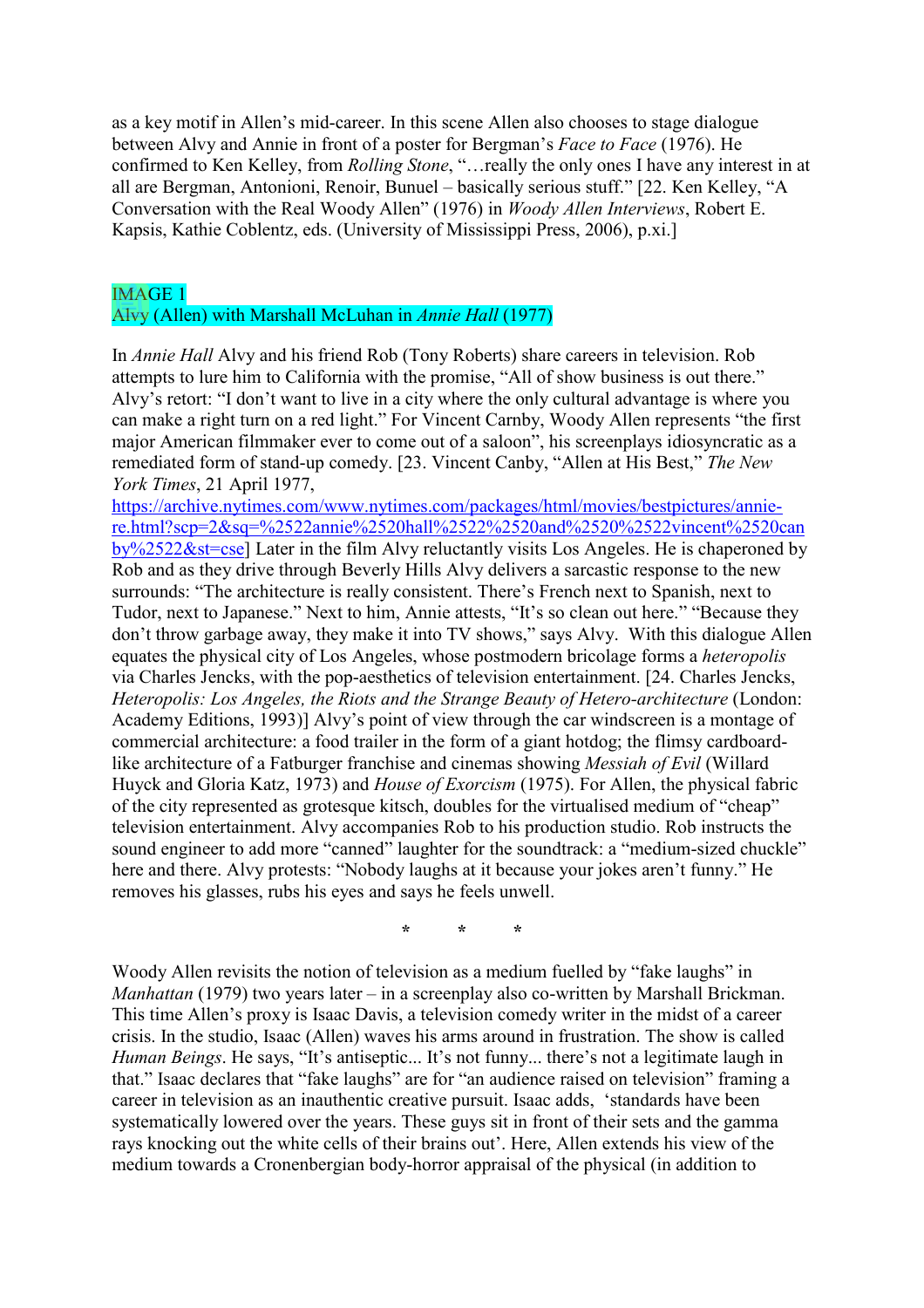as a key motif in Allen's mid-career. In this scene Allen also chooses to stage dialogue between Alvy and Annie in front of a poster for Bergman's *Face to Face* (1976). He confirmed to Ken Kelley, from *Rolling Stone*, "…really the only ones I have any interest in at all are Bergman, Antonioni, Renoir, Bunuel – basically serious stuff." [22. Ken Kelley, "A Conversation with the Real Woody Allen" (1976) in *Woody Allen Interviews*, Robert E. Kapsis, Kathie Coblentz, eds. (University of Mississippi Press, 2006), p.xi.]

IMAGE 1
Alvy (Allen) with Marshall McLuhan in *Annie Hall* (1977)

In *Annie Hall* Alvy and his friend Rob (Tony Roberts) share careers in television. Rob attempts to lure him to California with the promise, "All of show business is out there." Alvy's retort: "I don't want to live in a city where the only cultural advantage is where you can make a right turn on a red light." For Vincent Carnby, Woody Allen represents "the first major American filmmaker ever to come out of a saloon", his screenplays idiosyncratic as a remediated form of stand-up comedy. [23. Vincent Canby, "Allen at His Best," *The New York Times*, 21 April 1977, https://archive.nytimes.com/www.nytimes.com/packages/html/movies/bestpictures/annie-re.html?scp=2&sq=%2522annie%2520hall%2522%2520and%2520%2522vincent%2520canby%2522&st=cse] Later in the film Alvy reluctantly visits Los Angeles. He is chaperoned by Rob and as they drive through Beverly Hills Alvy delivers a sarcastic response to the new surrounds: "The architecture is really consistent. There's French next to Spanish, next to Tudor, next to Japanese." Next to him, Annie attests, "It's so clean out here." "Because they don't throw garbage away, they make it into TV shows," says Alvy. With this dialogue Allen equates the physical city of Los Angeles, whose postmodern bricolage forms a *heteropolis* via Charles Jencks, with the pop-aesthetics of television entertainment. [24. Charles Jencks, *Heteropolis: Los Angeles, the Riots and the Strange Beauty of Hetero-architecture* (London: Academy Editions, 1993)] Alvy's point of view through the car windscreen is a montage of commercial architecture: a food trailer in the form of a giant hotdog; the flimsy cardboard-like architecture of a Fatburger franchise and cinemas showing *Messiah of Evil* (Willard Huyck and Gloria Katz, 1973) and *House of Exorcism* (1975). For Allen, the physical fabric of the city represented as grotesque kitsch, doubles for the virtualised medium of "cheap" television entertainment. Alvy accompanies Rob to his production studio. Rob instructs the sound engineer to add more "canned" laughter for the soundtrack: a "medium-sized chuckle" here and there. Alvy protests: "Nobody laughs at it because your jokes aren't funny." He removes his glasses, rubs his eyes and says he feels unwell.

\* \* \*

Woody Allen revisits the notion of television as a medium fuelled by "fake laughs" in *Manhattan* (1979) two years later – in a screenplay also co-written by Marshall Brickman. This time Allen's proxy is Isaac Davis, a television comedy writer in the midst of a career crisis. In the studio, Isaac (Allen) waves his arms around in frustration. The show is called *Human Beings*. He says, "It's antiseptic... It's not funny... there's not a legitimate laugh in that." Isaac declares that "fake laughs" are for "an audience raised on television" framing a career in television as an inauthentic creative pursuit. Isaac adds, 'standards have been systematically lowered over the years. These guys sit in front of their sets and the gamma rays knocking out the white cells of their brains out'. Here, Allen extends his view of the medium towards a Cronenbergian body-horror appraisal of the physical (in addition to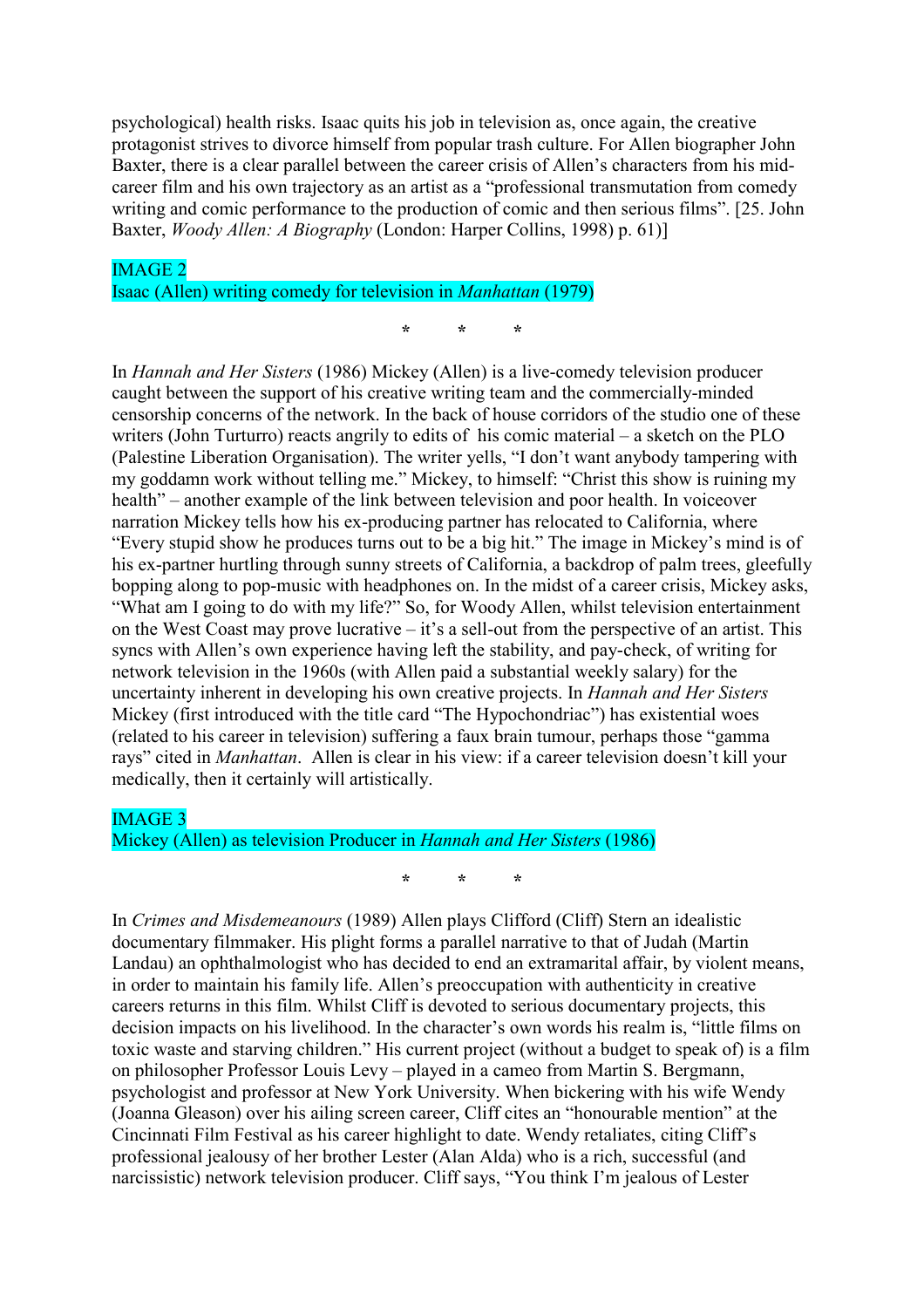psychological) health risks. Isaac quits his job in television as, once again, the creative protagonist strives to divorce himself from popular trash culture. For Allen biographer John Baxter, there is a clear parallel between the career crisis of Allen's characters from his mid-career film and his own trajectory as an artist as a "professional transmutation from comedy writing and comic performance to the production of comic and then serious films". [25. John Baxter, *Woody Allen: A Biography* (London: Harper Collins, 1998) p. 61)]

IMAGE 2
Isaac (Allen) writing comedy for television in *Manhattan* (1979)

\* \* \*

In *Hannah and Her Sisters* (1986) Mickey (Allen) is a live-comedy television producer caught between the support of his creative writing team and the commercially-minded censorship concerns of the network. In the back of house corridors of the studio one of these writers (John Turturro) reacts angrily to edits of his comic material – a sketch on the PLO (Palestine Liberation Organisation). The writer yells, "I don't want anybody tampering with my goddamn work without telling me." Mickey, to himself: "Christ this show is ruining my health" – another example of the link between television and poor health. In voiceover narration Mickey tells how his ex-producing partner has relocated to California, where "Every stupid show he produces turns out to be a big hit." The image in Mickey's mind is of his ex-partner hurtling through sunny streets of California, a backdrop of palm trees, gleefully bopping along to pop-music with headphones on. In the midst of a career crisis, Mickey asks, "What am I going to do with my life?" So, for Woody Allen, whilst television entertainment on the West Coast may prove lucrative – it's a sell-out from the perspective of an artist. This syncs with Allen's own experience having left the stability, and pay-check, of writing for network television in the 1960s (with Allen paid a substantial weekly salary) for the uncertainty inherent in developing his own creative projects. In *Hannah and Her Sisters* Mickey (first introduced with the title card "The Hypochondriac") has existential woes (related to his career in television) suffering a faux brain tumour, perhaps those "gamma rays" cited in *Manhattan*. Allen is clear in his view: if a career television doesn't kill your medically, then it certainly will artistically.

IMAGE 3
Mickey (Allen) as television Producer in *Hannah and Her Sisters* (1986)

\* \* \*

In *Crimes and Misdemeanours* (1989) Allen plays Clifford (Cliff) Stern an idealistic documentary filmmaker. His plight forms a parallel narrative to that of Judah (Martin Landau) an ophthalmologist who has decided to end an extramarital affair, by violent means, in order to maintain his family life. Allen's preoccupation with authenticity in creative careers returns in this film. Whilst Cliff is devoted to serious documentary projects, this decision impacts on his livelihood. In the character's own words his realm is, "little films on toxic waste and starving children." His current project (without a budget to speak of) is a film on philosopher Professor Louis Levy – played in a cameo from Martin S. Bergmann, psychologist and professor at New York University. When bickering with his wife Wendy (Joanna Gleason) over his ailing screen career, Cliff cites an "honourable mention" at the Cincinnati Film Festival as his career highlight to date. Wendy retaliates, citing Cliff's professional jealousy of her brother Lester (Alan Alda) who is a rich, successful (and narcissistic) network television producer. Cliff says, "You think I'm jealous of Lester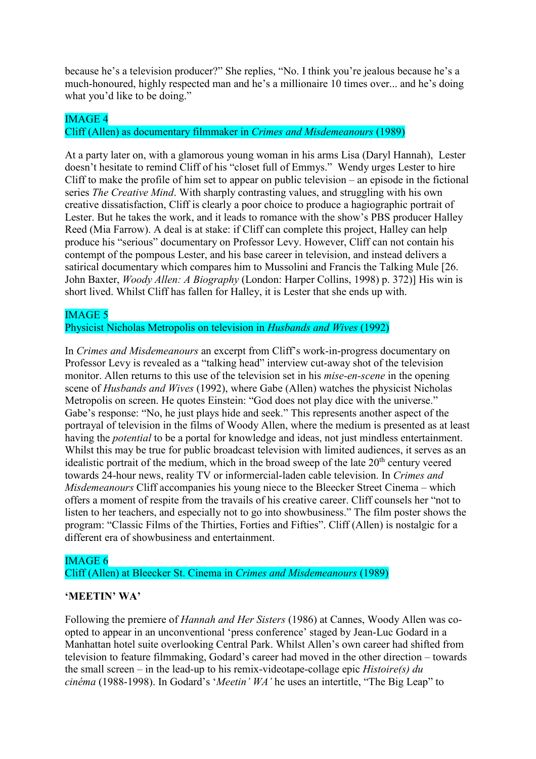because he's a television producer?" She replies, "No. I think you're jealous because he's a much-honoured, highly respected man and he's a millionaire 10 times over... and he's doing what you'd like to be doing."

IMAGE 4
Cliff (Allen) as documentary filmmaker in *Crimes and Misdemeanours* (1989)

At a party later on, with a glamorous young woman in his arms Lisa (Daryl Hannah), Lester doesn't hesitate to remind Cliff of his "closet full of Emmys." Wendy urges Lester to hire Cliff to make the profile of him set to appear on public television – an episode in the fictional series *The Creative Mind*. With sharply contrasting values, and struggling with his own creative dissatisfaction, Cliff is clearly a poor choice to produce a hagiographic portrait of Lester. But he takes the work, and it leads to romance with the show's PBS producer Halley Reed (Mia Farrow). A deal is at stake: if Cliff can complete this project, Halley can help produce his "serious" documentary on Professor Levy. However, Cliff can not contain his contempt of the pompous Lester, and his base career in television, and instead delivers a satirical documentary which compares him to Mussolini and Francis the Talking Mule [26. John Baxter, *Woody Allen: A Biography* (London: Harper Collins, 1998) p. 372)] His win is short lived. Whilst Cliff has fallen for Halley, it is Lester that she ends up with.

IMAGE 5
Physicist Nicholas Metropolis on television in *Husbands and Wives* (1992)

In *Crimes and Misdemeanours* an excerpt from Cliff's work-in-progress documentary on Professor Levy is revealed as a "talking head" interview cut-away shot of the television monitor. Allen returns to this use of the television set in his *mise-en-scene* in the opening scene of *Husbands and Wives* (1992), where Gabe (Allen) watches the physicist Nicholas Metropolis on screen. He quotes Einstein: "God does not play dice with the universe." Gabe's response: "No, he just plays hide and seek." This represents another aspect of the portrayal of television in the films of Woody Allen, where the medium is presented as at least having the *potential* to be a portal for knowledge and ideas, not just mindless entertainment. Whilst this may be true for public broadcast television with limited audiences, it serves as an idealistic portrait of the medium, which in the broad sweep of the late 20th century veered towards 24-hour news, reality TV or informercial-laden cable television. In *Crimes and Misdemeanours* Cliff accompanies his young niece to the Bleecker Street Cinema – which offers a moment of respite from the travails of his creative career. Cliff counsels her "not to listen to her teachers, and especially not to go into showbusiness." The film poster shows the program: "Classic Films of the Thirties, Forties and Fifties". Cliff (Allen) is nostalgic for a different era of showbusiness and entertainment.

IMAGE 6
Cliff (Allen) at Bleecker St. Cinema in *Crimes and Misdemeanours* (1989)

**'MEETIN' WA'**

Following the premiere of *Hannah and Her Sisters* (1986) at Cannes, Woody Allen was co-opted to appear in an unconventional 'press conference' staged by Jean-Luc Godard in a Manhattan hotel suite overlooking Central Park. Whilst Allen's own career had shifted from television to feature filmmaking, Godard's career had moved in the other direction – towards the small screen – in the lead-up to his remix-videotape-collage epic *Histoire(s) du cinéma* (1988-1998). In Godard's '*Meetin' WA'* he uses an intertitle, "The Big Leap" to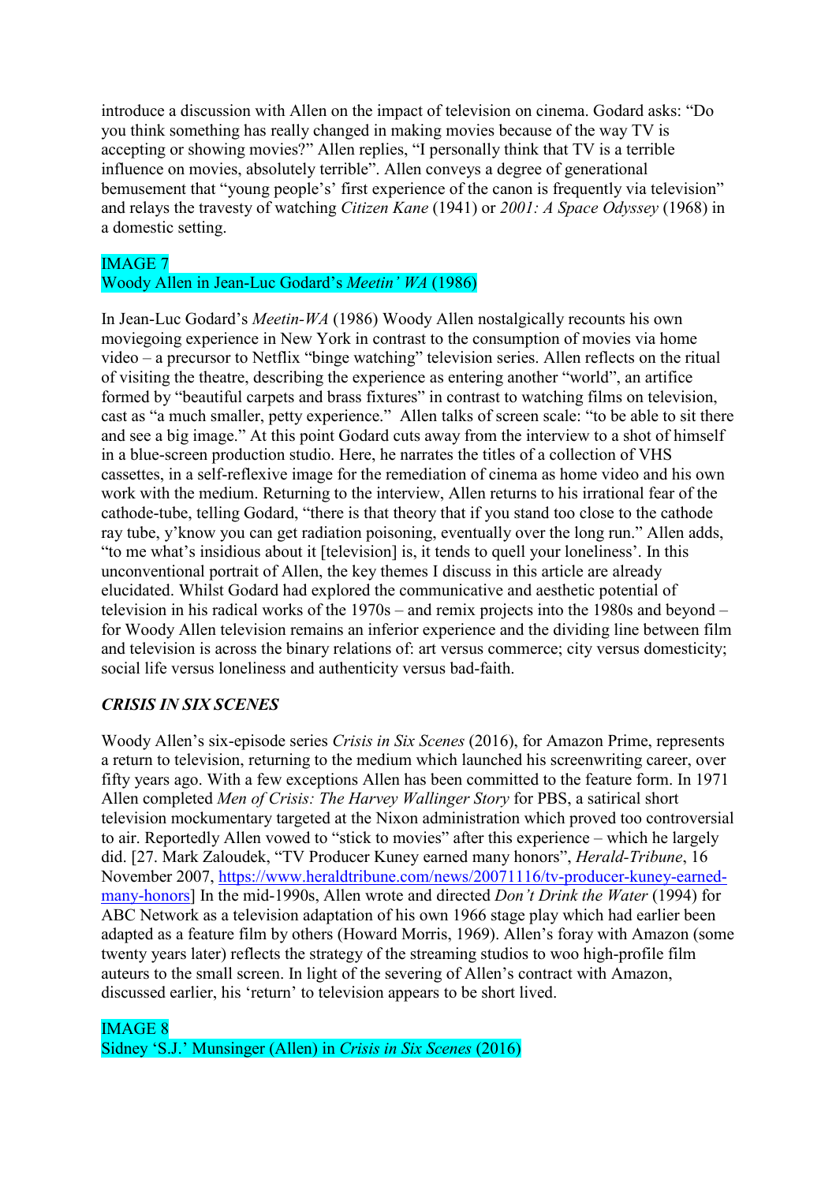introduce a discussion with Allen on the impact of television on cinema. Godard asks: "Do you think something has really changed in making movies because of the way TV is accepting or showing movies?" Allen replies, "I personally think that TV is a terrible influence on movies, absolutely terrible". Allen conveys a degree of generational bemusement that "young people's' first experience of the canon is frequently via television" and relays the travesty of watching *Citizen Kane* (1941) or *2001: A Space Odyssey* (1968) in a domestic setting.

IMAGE 7
Woody Allen in Jean-Luc Godard's *Meetin' WA* (1986)

In Jean-Luc Godard's *Meetin-WA* (1986) Woody Allen nostalgically recounts his own moviegoing experience in New York in contrast to the consumption of movies via home video – a precursor to Netflix "binge watching" television series. Allen reflects on the ritual of visiting the theatre, describing the experience as entering another "world", an artifice formed by "beautiful carpets and brass fixtures" in contrast to watching films on television, cast as "a much smaller, petty experience." Allen talks of screen scale: "to be able to sit there and see a big image." At this point Godard cuts away from the interview to a shot of himself in a blue-screen production studio. Here, he narrates the titles of a collection of VHS cassettes, in a self-reflexive image for the remediation of cinema as home video and his own work with the medium. Returning to the interview, Allen returns to his irrational fear of the cathode-tube, telling Godard, "there is that theory that if you stand too close to the cathode ray tube, y'know you can get radiation poisoning, eventually over the long run." Allen adds, "to me what's insidious about it [television] is, it tends to quell your loneliness'. In this unconventional portrait of Allen, the key themes I discuss in this article are already elucidated. Whilst Godard had explored the communicative and aesthetic potential of television in his radical works of the 1970s – and remix projects into the 1980s and beyond – for Woody Allen television remains an inferior experience and the dividing line between film and television is across the binary relations of: art versus commerce; city versus domesticity; social life versus loneliness and authenticity versus bad-faith.

### *CRISIS IN SIX SCENES*

Woody Allen's six-episode series *Crisis in Six Scenes* (2016), for Amazon Prime, represents a return to television, returning to the medium which launched his screenwriting career, over fifty years ago. With a few exceptions Allen has been committed to the feature form. In 1971 Allen completed *Men of Crisis: The Harvey Wallinger Story* for PBS, a satirical short television mockumentary targeted at the Nixon administration which proved too controversial to air. Reportedly Allen vowed to "stick to movies" after this experience – which he largely did. [27. Mark Zaloudek, "TV Producer Kuney earned many honors", *Herald-Tribune*, 16 November 2007, https://www.heraldtribune.com/news/20071116/tv-producer-kuney-earned-many-honors] In the mid-1990s, Allen wrote and directed *Don't Drink the Water* (1994) for ABC Network as a television adaptation of his own 1966 stage play which had earlier been adapted as a feature film by others (Howard Morris, 1969). Allen's foray with Amazon (some twenty years later) reflects the strategy of the streaming studios to woo high-profile film auteurs to the small screen. In light of the severing of Allen's contract with Amazon, discussed earlier, his 'return' to television appears to be short lived.

IMAGE 8
Sidney 'S.J.' Munsinger (Allen) in *Crisis in Six Scenes* (2016)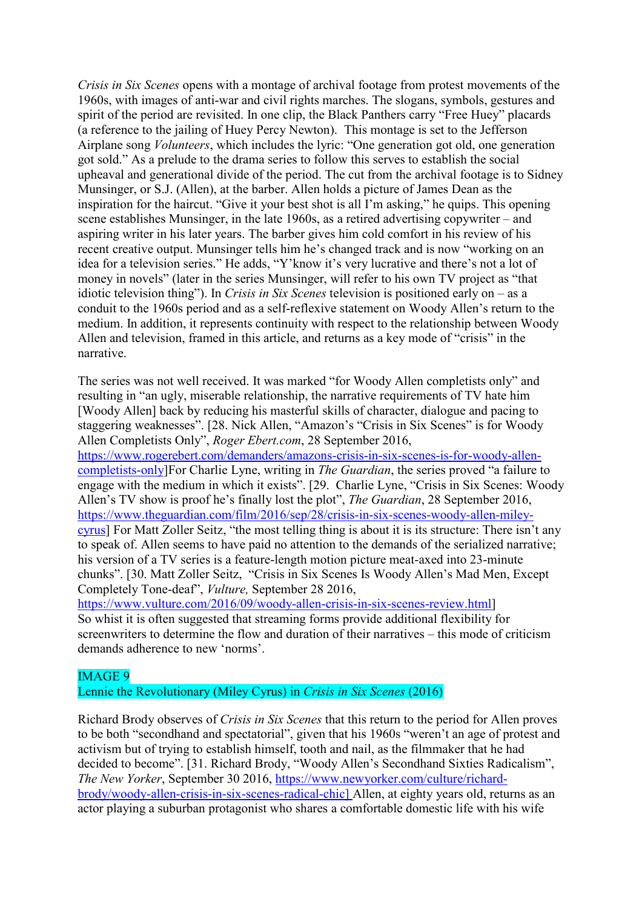*Crisis in Six Scenes* opens with a montage of archival footage from protest movements of the 1960s, with images of anti-war and civil rights marches. The slogans, symbols, gestures and spirit of the period are revisited. In one clip, the Black Panthers carry "Free Huey" placards (a reference to the jailing of Huey Percy Newton). This montage is set to the Jefferson Airplane song *Volunteers*, which includes the lyric: "One generation got old, one generation got sold." As a prelude to the drama series to follow this serves to establish the social upheaval and generational divide of the period. The cut from the archival footage is to Sidney Munsinger, or S.J. (Allen), at the barber. Allen holds a picture of James Dean as the inspiration for the haircut. "Give it your best shot is all I'm asking," he quips. This opening scene establishes Munsinger, in the late 1960s, as a retired advertising copywriter – and aspiring writer in his later years. The barber gives him cold comfort in his review of his recent creative output. Munsinger tells him he's changed track and is now "working on an idea for a television series." He adds, "Y'know it's very lucrative and there's not a lot of money in novels" (later in the series Munsinger, will refer to his own TV project as "that idiotic television thing"). In *Crisis in Six Scenes* television is positioned early on – as a conduit to the 1960s period and as a self-reflexive statement on Woody Allen's return to the medium. In addition, it represents continuity with respect to the relationship between Woody Allen and television, framed in this article, and returns as a key mode of "crisis" in the narrative.

The series was not well received. It was marked "for Woody Allen completists only" and resulting in "an ugly, miserable relationship, the narrative requirements of TV hate him [Woody Allen] back by reducing his masterful skills of character, dialogue and pacing to staggering weaknesses". [28. Nick Allen, "Amazon's "Crisis in Six Scenes" is for Woody Allen Completists Only", *Roger Ebert.com*, 28 September 2016, https://www.rogerebert.com/demanders/amazons-crisis-in-six-scenes-is-for-woody-allen-completists-only]For Charlie Lyne, writing in *The Guardian*, the series proved "a failure to engage with the medium in which it exists". [29. Charlie Lyne, "Crisis in Six Scenes: Woody Allen's TV show is proof he's finally lost the plot", *The Guardian*, 28 September 2016, https://www.theguardian.com/film/2016/sep/28/crisis-in-six-scenes-woody-allen-miley-cyrus] For Matt Zoller Seitz, "the most telling thing is about it is its structure: There isn't any to speak of. Allen seems to have paid no attention to the demands of the serialized narrative; his version of a TV series is a feature-length motion picture meat-axed into 23-minute chunks". [30. Matt Zoller Seitz, "Crisis in Six Scenes Is Woody Allen's Mad Men, Except Completely Tone-deaf", *Vulture,* September 28 2016, https://www.vulture.com/2016/09/woody-allen-crisis-in-six-scenes-review.html] So whist it is often suggested that streaming forms provide additional flexibility for screenwriters to determine the flow and duration of their narratives – this mode of criticism demands adherence to new 'norms'.

IMAGE 9
Lennie the Revolutionary (Miley Cyrus) in *Crisis in Six Scenes* (2016)

Richard Brody observes of *Crisis in Six Scenes* that this return to the period for Allen proves to be both "secondhand and sectorial", given that his 1960s "weren't an age of protest and activism but of trying to establish himself, tooth and nail, as the filmmaker that he had decided to become". [31. Richard Brody, "Woody Allen's Secondhand Sixties Radicalism", *The New Yorker*, September 30 2016, https://www.newyorker.com/culture/richard-brody/woody-allen-crisis-in-six-scenes-radical-chic] Allen, at eighty years old, returns as an actor playing a suburban protagonist who shares a comfortable domestic life with his wife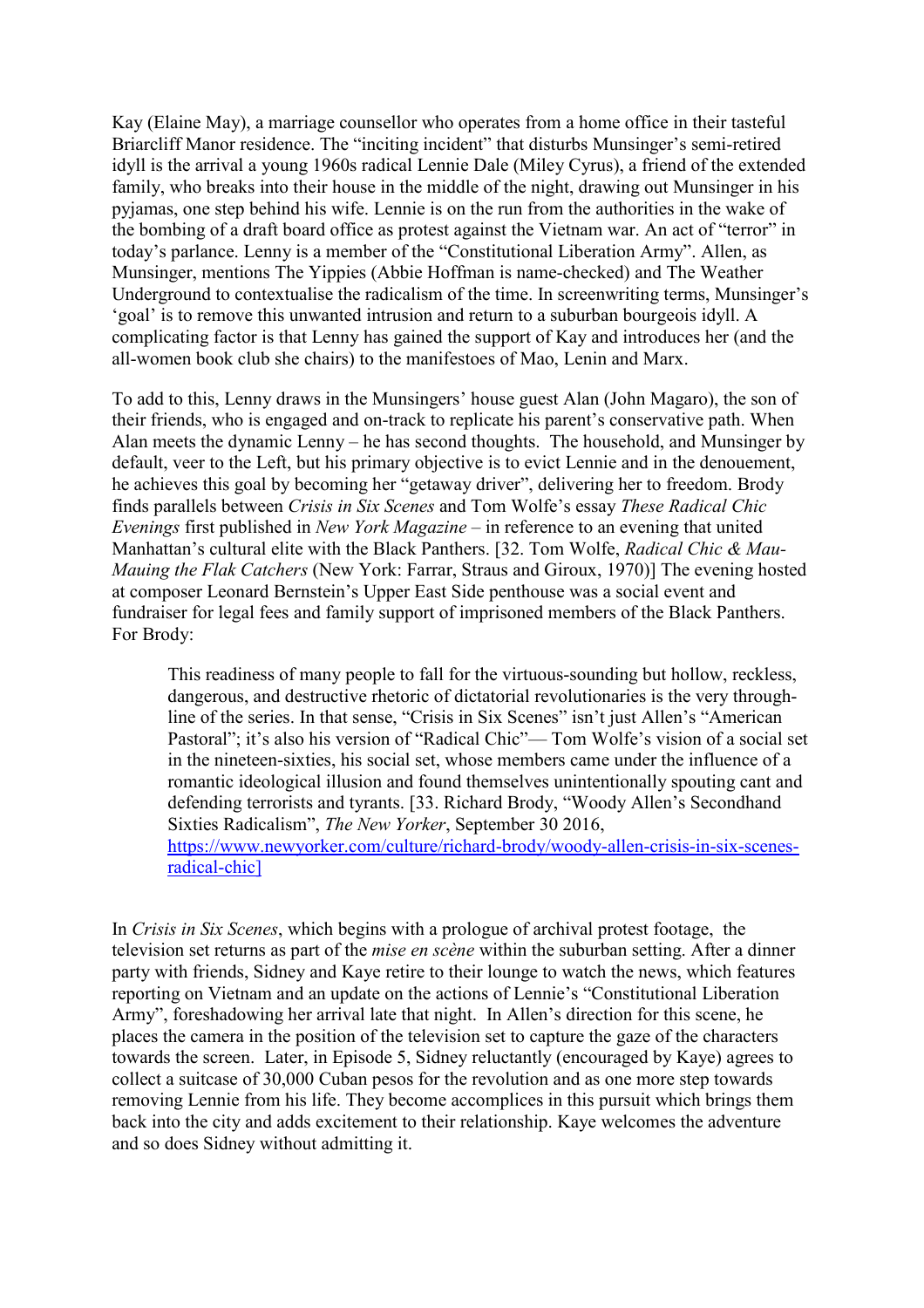Kay (Elaine May), a marriage counsellor who operates from a home office in their tasteful Briarcliff Manor residence. The "inciting incident" that disturbs Munsinger's semi-retired idyll is the arrival a young 1960s radical Lennie Dale (Miley Cyrus), a friend of the extended family, who breaks into their house in the middle of the night, drawing out Munsinger in his pyjamas, one step behind his wife. Lennie is on the run from the authorities in the wake of the bombing of a draft board office as protest against the Vietnam war. An act of "terror" in today's parlance. Lenny is a member of the "Constitutional Liberation Army". Allen, as Munsinger, mentions The Yippies (Abbie Hoffman is name-checked) and The Weather Underground to contextualise the radicalism of the time. In screenwriting terms, Munsinger's 'goal' is to remove this unwanted intrusion and return to a suburban bourgeois idyll. A complicating factor is that Lenny has gained the support of Kay and introduces her (and the all-women book club she chairs) to the manifestoes of Mao, Lenin and Marx.

To add to this, Lenny draws in the Munsingers' house guest Alan (John Magaro), the son of their friends, who is engaged and on-track to replicate his parent's conservative path. When Alan meets the dynamic Lenny – he has second thoughts. The household, and Munsinger by default, veer to the Left, but his primary objective is to evict Lennie and in the denouement, he achieves this goal by becoming her "getaway driver", delivering her to freedom. Brody finds parallels between *Crisis in Six Scenes* and Tom Wolfe's essay *These Radical Chic Evenings* first published in *New York Magazine* – in reference to an evening that united Manhattan's cultural elite with the Black Panthers. [32. Tom Wolfe, *Radical Chic & Mau-Mauing the Flak Catchers* (New York: Farrar, Straus and Giroux, 1970)] The evening hosted at composer Leonard Bernstein's Upper East Side penthouse was a social event and fundraiser for legal fees and family support of imprisoned members of the Black Panthers. For Brody:

> This readiness of many people to fall for the virtuous-sounding but hollow, reckless, dangerous, and destructive rhetoric of dictatorial revolutionaries is the very through-line of the series. In that sense, "Crisis in Six Scenes" isn't just Allen's "American Pastoral"; it's also his version of "Radical Chic"— Tom Wolfe's vision of a social set in the nineteen-sixties, his social set, whose members came under the influence of a romantic ideological illusion and found themselves unintentionally spouting cant and defending terrorists and tyrants. [33. Richard Brody, "Woody Allen's Secondhand Sixties Radicalism", *The New Yorker*, September 30 2016, https://www.newyorker.com/culture/richard-brody/woody-allen-crisis-in-six-scenes-radical-chic]

In *Crisis in Six Scenes*, which begins with a prologue of archival protest footage, the television set returns as part of the *mise en scène* within the suburban setting. After a dinner party with friends, Sidney and Kaye retire to their lounge to watch the news, which features reporting on Vietnam and an update on the actions of Lennie's "Constitutional Liberation Army", foreshadowing her arrival late that night. In Allen's direction for this scene, he places the camera in the position of the television set to capture the gaze of the characters towards the screen. Later, in Episode 5, Sidney reluctantly (encouraged by Kaye) agrees to collect a suitcase of 30,000 Cuban pesos for the revolution and as one more step towards removing Lennie from his life. They become accomplices in this pursuit which brings them back into the city and adds excitement to their relationship. Kaye welcomes the adventure and so does Sidney without admitting it.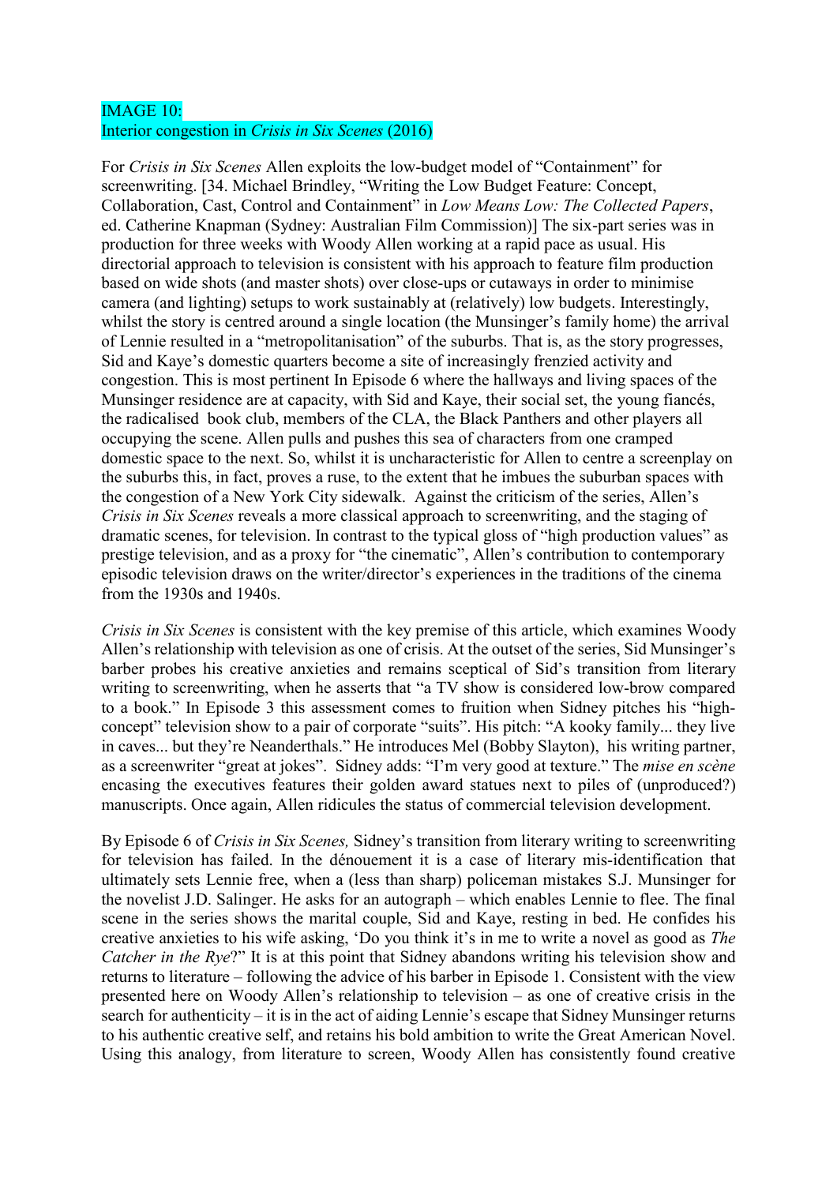IMAGE 10:
Interior congestion in *Crisis in Six Scenes* (2016)

For *Crisis in Six Scenes* Allen exploits the low-budget model of "Containment" for screenwriting. [34. Michael Brindley, "Writing the Low Budget Feature: Concept, Collaboration, Cast, Control and Containment" in *Low Means Low: The Collected Papers*, ed. Catherine Knapman (Sydney: Australian Film Commission)] The six-part series was in production for three weeks with Woody Allen working at a rapid pace as usual. His directorial approach to television is consistent with his approach to feature film production based on wide shots (and master shots) over close-ups or cutaways in order to minimise camera (and lighting) setups to work sustainably at (relatively) low budgets. Interestingly, whilst the story is centred around a single location (the Munsinger's family home) the arrival of Lennie resulted in a "metropolitanisation" of the suburbs. That is, as the story progresses, Sid and Kaye's domestic quarters become a site of increasingly frenzied activity and congestion. This is most pertinent In Episode 6 where the hallways and living spaces of the Munsinger residence are at capacity, with Sid and Kaye, their social set, the young fiancés, the radicalised book club, members of the CLA, the Black Panthers and other players all occupying the scene. Allen pulls and pushes this sea of characters from one cramped domestic space to the next. So, whilst it is uncharacteristic for Allen to centre a screenplay on the suburbs this, in fact, proves a ruse, to the extent that he imbues the suburban spaces with the congestion of a New York City sidewalk. Against the criticism of the series, Allen's *Crisis in Six Scenes* reveals a more classical approach to screenwriting, and the staging of dramatic scenes, for television. In contrast to the typical gloss of "high production values" as prestige television, and as a proxy for "the cinematic", Allen's contribution to contemporary episodic television draws on the writer/director's experiences in the traditions of the cinema from the 1930s and 1940s.

*Crisis in Six Scenes* is consistent with the key premise of this article, which examines Woody Allen's relationship with television as one of crisis. At the outset of the series, Sid Munsinger's barber probes his creative anxieties and remains sceptical of Sid's transition from literary writing to screenwriting, when he asserts that "a TV show is considered low-brow compared to a book." In Episode 3 this assessment comes to fruition when Sidney pitches his "high-concept" television show to a pair of corporate "suits". His pitch: "A kooky family... they live in caves... but they're Neanderthals." He introduces Mel (Bobby Slayton), his writing partner, as a screenwriter "great at jokes". Sidney adds: "I'm very good at texture." The *mise en scène* encasing the executives features their golden award statues next to piles of (unproduced?) manuscripts. Once again, Allen ridicules the status of commercial television development.

By Episode 6 of *Crisis in Six Scenes,* Sidney's transition from literary writing to screenwriting for television has failed. In the dénouement it is a case of literary mis-identification that ultimately sets Lennie free, when a (less than sharp) policeman mistakes S.J. Munsinger for the novelist J.D. Salinger. He asks for an autograph – which enables Lennie to flee. The final scene in the series shows the marital couple, Sid and Kaye, resting in bed. He confides his creative anxieties to his wife asking, 'Do you think it's in me to write a novel as good as *The Catcher in the Rye*?" It is at this point that Sidney abandons writing his television show and returns to literature – following the advice of his barber in Episode 1. Consistent with the view presented here on Woody Allen's relationship to television – as one of creative crisis in the search for authenticity – it is in the act of aiding Lennie's escape that Sidney Munsinger returns to his authentic creative self, and retains his bold ambition to write the Great American Novel. Using this analogy, from literature to screen, Woody Allen has consistently found creative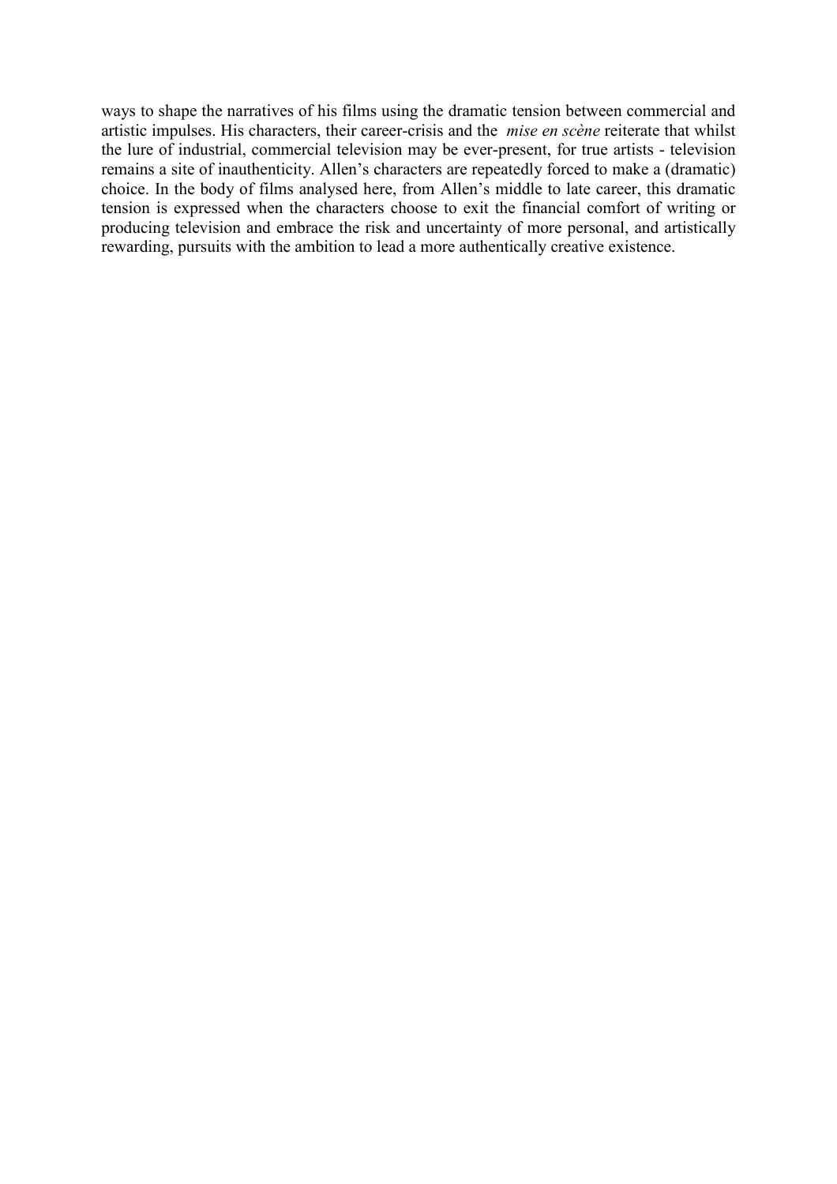ways to shape the narratives of his films using the dramatic tension between commercial and artistic impulses. His characters, their career-crisis and the *mise en scène* reiterate that whilst the lure of industrial, commercial television may be ever-present, for true artists - television remains a site of inauthenticity. Allen's characters are repeatedly forced to make a (dramatic) choice. In the body of films analysed here, from Allen's middle to late career, this dramatic tension is expressed when the characters choose to exit the financial comfort of writing or producing television and embrace the risk and uncertainty of more personal, and artistically rewarding, pursuits with the ambition to lead a more authentically creative existence.